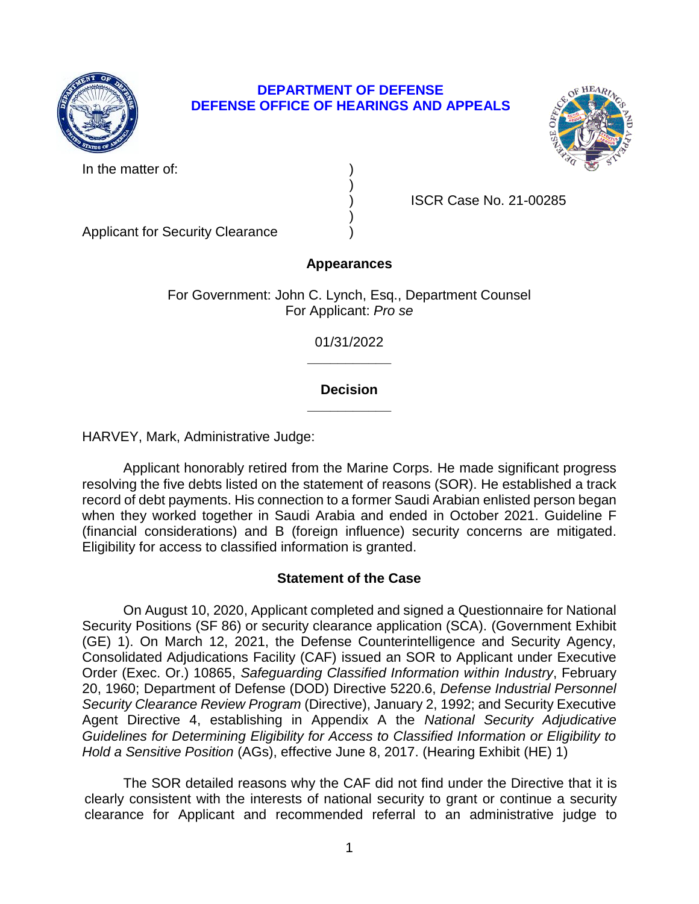**DEPARTMENT OF DEFENSE**
**DEFENSE OFFICE OF HEARINGS AND APPEALS**

In the matter of: )
)
) ISCR Case No. 21-00285
)
Applicant for Security Clearance )

**Appearances**

For Government: John C. Lynch, Esq., Department Counsel
For Applicant: *Pro se*

01/31/2022

______________

**Decision**

______________

HARVEY, Mark, Administrative Judge:

Applicant honorably retired from the Marine Corps. He made significant progress resolving the five debts listed on the statement of reasons (SOR). He established a track record of debt payments. His connection to a former Saudi Arabian enlisted person began when they worked together in Saudi Arabia and ended in October 2021. Guideline F (financial considerations) and B (foreign influence) security concerns are mitigated. Eligibility for access to classified information is granted.

## Statement of the Case

On August 10, 2020, Applicant completed and signed a Questionnaire for National Security Positions (SF 86) or security clearance application (SCA). (Government Exhibit (GE) 1). On March 12, 2021, the Defense Counterintelligence and Security Agency, Consolidated Adjudications Facility (CAF) issued an SOR to Applicant under Executive Order (Exec. Or.) 10865, *Safeguarding Classified Information within Industry*, February 20, 1960; Department of Defense (DOD) Directive 5220.6, *Defense Industrial Personnel Security Clearance Review Program* (Directive), January 2, 1992; and Security Executive Agent Directive 4, establishing in Appendix A the *National Security Adjudicative Guidelines for Determining Eligibility for Access to Classified Information or Eligibility to Hold a Sensitive Position* (AGs), effective June 8, 2017. (Hearing Exhibit (HE) 1)

The SOR detailed reasons why the CAF did not find under the Directive that it is clearly consistent with the interests of national security to grant or continue a security clearance for Applicant and recommended referral to an administrative judge to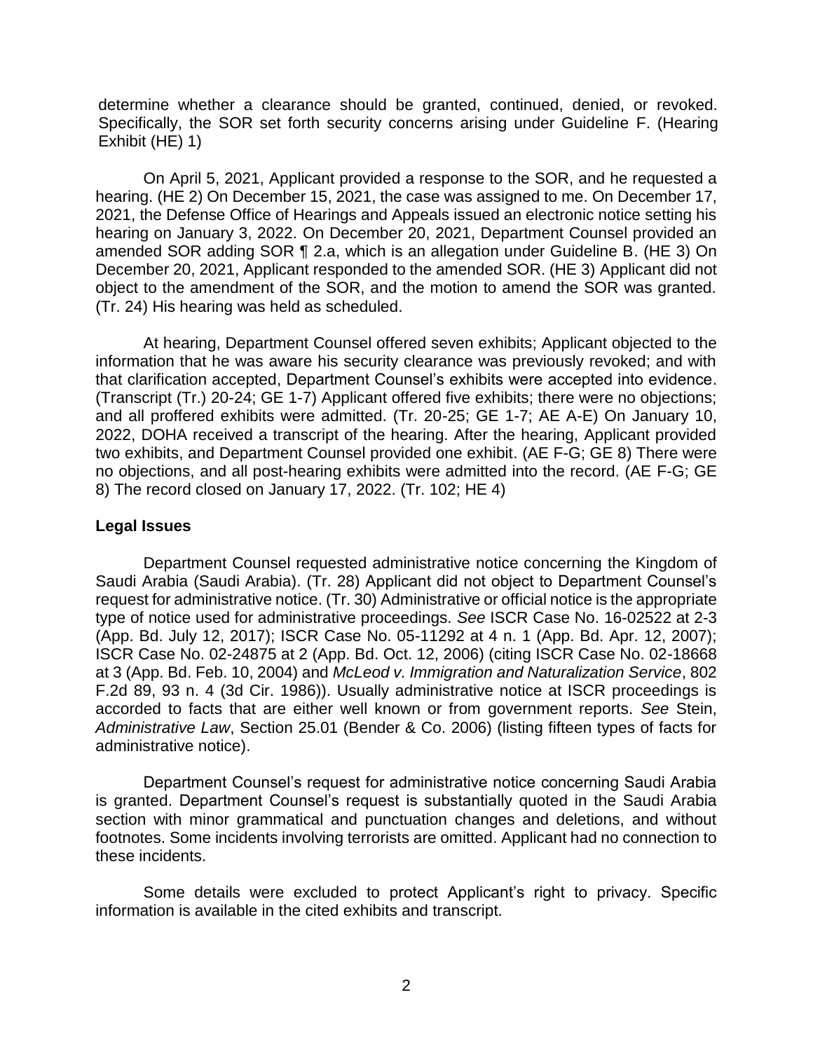determine whether a clearance should be granted, continued, denied, or revoked. Specifically, the SOR set forth security concerns arising under Guideline F. (Hearing Exhibit (HE) 1)

On April 5, 2021, Applicant provided a response to the SOR, and he requested a hearing. (HE 2) On December 15, 2021, the case was assigned to me. On December 17, 2021, the Defense Office of Hearings and Appeals issued an electronic notice setting his hearing on January 3, 2022. On December 20, 2021, Department Counsel provided an amended SOR adding SOR ¶ 2.a, which is an allegation under Guideline B. (HE 3) On December 20, 2021, Applicant responded to the amended SOR. (HE 3) Applicant did not object to the amendment of the SOR, and the motion to amend the SOR was granted. (Tr. 24) His hearing was held as scheduled.

At hearing, Department Counsel offered seven exhibits; Applicant objected to the information that he was aware his security clearance was previously revoked; and with that clarification accepted, Department Counsel's exhibits were accepted into evidence. (Transcript (Tr.) 20-24; GE 1-7) Applicant offered five exhibits; there were no objections; and all proffered exhibits were admitted. (Tr. 20-25; GE 1-7; AE A-E) On January 10, 2022, DOHA received a transcript of the hearing. After the hearing, Applicant provided two exhibits, and Department Counsel provided one exhibit. (AE F-G; GE 8) There were no objections, and all post-hearing exhibits were admitted into the record. (AE F-G; GE 8) The record closed on January 17, 2022. (Tr. 102; HE 4)

## Legal Issues

Department Counsel requested administrative notice concerning the Kingdom of Saudi Arabia (Saudi Arabia). (Tr. 28) Applicant did not object to Department Counsel's request for administrative notice. (Tr. 30) Administrative or official notice is the appropriate type of notice used for administrative proceedings. *See* ISCR Case No. 16-02522 at 2-3 (App. Bd. July 12, 2017); ISCR Case No. 05-11292 at 4 n. 1 (App. Bd. Apr. 12, 2007); ISCR Case No. 02-24875 at 2 (App. Bd. Oct. 12, 2006) (citing ISCR Case No. 02-18668 at 3 (App. Bd. Feb. 10, 2004) and *McLeod v. Immigration and Naturalization Service*, 802 F.2d 89, 93 n. 4 (3d Cir. 1986)). Usually administrative notice at ISCR proceedings is accorded to facts that are either well known or from government reports. *See* Stein, *Administrative Law*, Section 25.01 (Bender & Co. 2006) (listing fifteen types of facts for administrative notice).

Department Counsel's request for administrative notice concerning Saudi Arabia is granted. Department Counsel's request is substantially quoted in the Saudi Arabia section with minor grammatical and punctuation changes and deletions, and without footnotes. Some incidents involving terrorists are omitted. Applicant had no connection to these incidents.

Some details were excluded to protect Applicant's right to privacy. Specific information is available in the cited exhibits and transcript.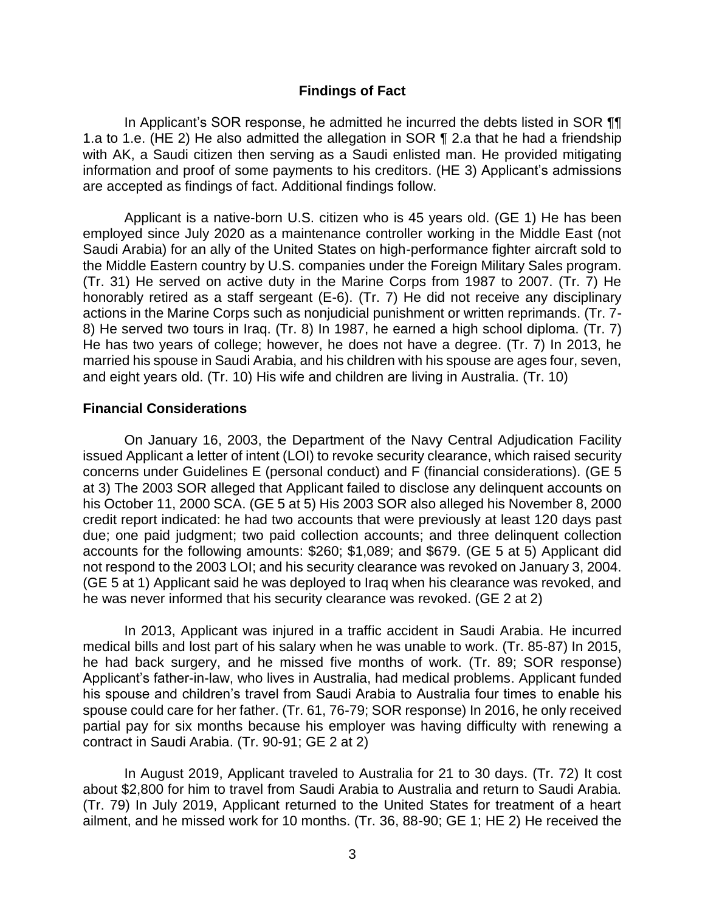## Findings of Fact

In Applicant's SOR response, he admitted he incurred the debts listed in SOR ¶¶ 1.a to 1.e. (HE 2) He also admitted the allegation in SOR ¶ 2.a that he had a friendship with AK, a Saudi citizen then serving as a Saudi enlisted man. He provided mitigating information and proof of some payments to his creditors. (HE 3) Applicant's admissions are accepted as findings of fact. Additional findings follow.

Applicant is a native-born U.S. citizen who is 45 years old. (GE 1) He has been employed since July 2020 as a maintenance controller working in the Middle East (not Saudi Arabia) for an ally of the United States on high-performance fighter aircraft sold to the Middle Eastern country by U.S. companies under the Foreign Military Sales program. (Tr. 31) He served on active duty in the Marine Corps from 1987 to 2007. (Tr. 7) He honorably retired as a staff sergeant (E-6). (Tr. 7) He did not receive any disciplinary actions in the Marine Corps such as nonjudicial punishment or written reprimands. (Tr. 7-8) He served two tours in Iraq. (Tr. 8) In 1987, he earned a high school diploma. (Tr. 7) He has two years of college; however, he does not have a degree. (Tr. 7) In 2013, he married his spouse in Saudi Arabia, and his children with his spouse are ages four, seven, and eight years old. (Tr. 10) His wife and children are living in Australia. (Tr. 10)

### Financial Considerations

On January 16, 2003, the Department of the Navy Central Adjudication Facility issued Applicant a letter of intent (LOI) to revoke security clearance, which raised security concerns under Guidelines E (personal conduct) and F (financial considerations). (GE 5 at 3) The 2003 SOR alleged that Applicant failed to disclose any delinquent accounts on his October 11, 2000 SCA. (GE 5 at 5) His 2003 SOR also alleged his November 8, 2000 credit report indicated: he had two accounts that were previously at least 120 days past due; one paid judgment; two paid collection accounts; and three delinquent collection accounts for the following amounts: $260; $1,089; and $679. (GE 5 at 5) Applicant did not respond to the 2003 LOI; and his security clearance was revoked on January 3, 2004. (GE 5 at 1) Applicant said he was deployed to Iraq when his clearance was revoked, and he was never informed that his security clearance was revoked. (GE 2 at 2)

In 2013, Applicant was injured in a traffic accident in Saudi Arabia. He incurred medical bills and lost part of his salary when he was unable to work. (Tr. 85-87) In 2015, he had back surgery, and he missed five months of work. (Tr. 89; SOR response) Applicant's father-in-law, who lives in Australia, had medical problems. Applicant funded his spouse and children's travel from Saudi Arabia to Australia four times to enable his spouse could care for her father. (Tr. 61, 76-79; SOR response) In 2016, he only received partial pay for six months because his employer was having difficulty with renewing a contract in Saudi Arabia. (Tr. 90-91; GE 2 at 2)

In August 2019, Applicant traveled to Australia for 21 to 30 days. (Tr. 72) It cost about $2,800 for him to travel from Saudi Arabia to Australia and return to Saudi Arabia. (Tr. 79) In July 2019, Applicant returned to the United States for treatment of a heart ailment, and he missed work for 10 months. (Tr. 36, 88-90; GE 1; HE 2) He received the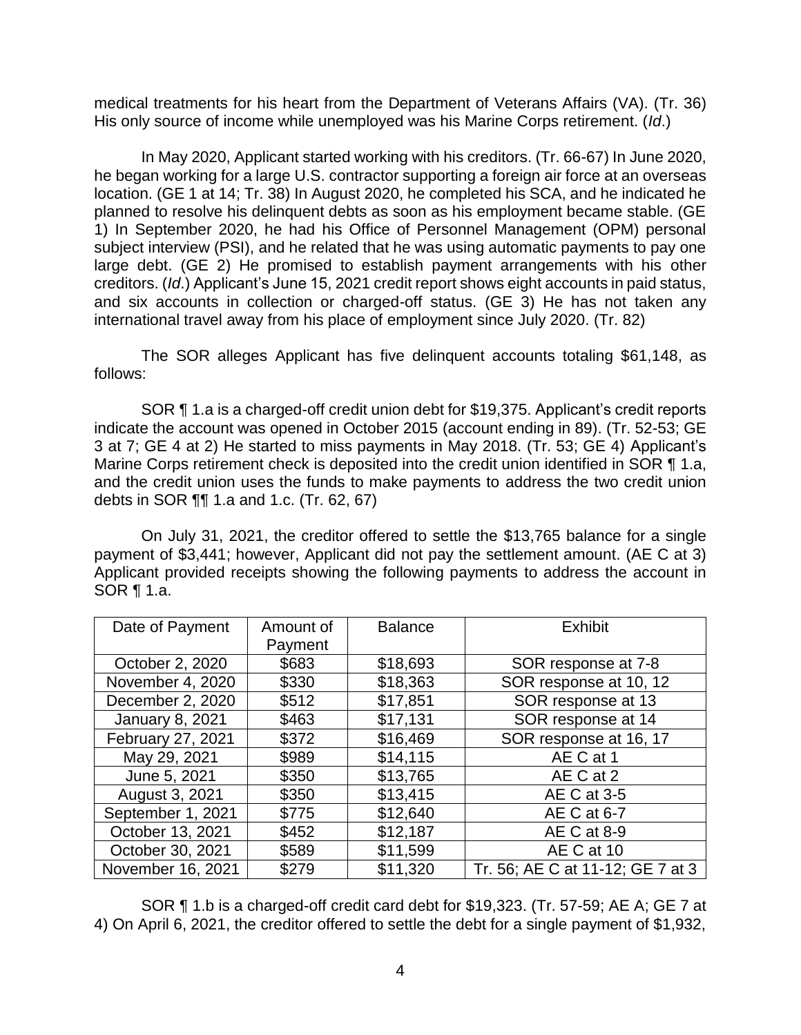medical treatments for his heart from the Department of Veterans Affairs (VA). (Tr. 36) His only source of income while unemployed was his Marine Corps retirement. (*Id*.)

In May 2020, Applicant started working with his creditors. (Tr. 66-67) In June 2020, he began working for a large U.S. contractor supporting a foreign air force at an overseas location. (GE 1 at 14; Tr. 38) In August 2020, he completed his SCA, and he indicated he planned to resolve his delinquent debts as soon as his employment became stable. (GE 1) In September 2020, he had his Office of Personnel Management (OPM) personal subject interview (PSI), and he related that he was using automatic payments to pay one large debt. (GE 2) He promised to establish payment arrangements with his other creditors. (*Id*.) Applicant's June 15, 2021 credit report shows eight accounts in paid status, and six accounts in collection or charged-off status. (GE 3) He has not taken any international travel away from his place of employment since July 2020. (Tr. 82)

The SOR alleges Applicant has five delinquent accounts totaling $61,148, as follows:

SOR ¶ 1.a is a charged-off credit union debt for $19,375. Applicant's credit reports indicate the account was opened in October 2015 (account ending in 89). (Tr. 52-53; GE 3 at 7; GE 4 at 2) He started to miss payments in May 2018. (Tr. 53; GE 4) Applicant's Marine Corps retirement check is deposited into the credit union identified in SOR ¶ 1.a, and the credit union uses the funds to make payments to address the two credit union debts in SOR ¶¶ 1.a and 1.c. (Tr. 62, 67)

On July 31, 2021, the creditor offered to settle the $13,765 balance for a single payment of $3,441; however, Applicant did not pay the settlement amount. (AE C at 3) Applicant provided receipts showing the following payments to address the account in SOR ¶ 1.a.

| Date of Payment | Amount of Payment | Balance | Exhibit |
|---|---|---|---|
| October 2, 2020 | $683 | $18,693 | SOR response at 7-8 |
| November 4, 2020 | $330 | $18,363 | SOR response at 10, 12 |
| December 2, 2020 | $512 | $17,851 | SOR response at 13 |
| January 8, 2021 | $463 | $17,131 | SOR response at 14 |
| February 27, 2021 | $372 | $16,469 | SOR response at 16, 17 |
| May 29, 2021 | $989 | $14,115 | AE C at 1 |
| June 5, 2021 | $350 | $13,765 | AE C at 2 |
| August 3, 2021 | $350 | $13,415 | AE C at 3-5 |
| September 1, 2021 | $775 | $12,640 | AE C at 6-7 |
| October 13, 2021 | $452 | $12,187 | AE C at 8-9 |
| October 30, 2021 | $589 | $11,599 | AE C at 10 |
| November 16, 2021 | $279 | $11,320 | Tr. 56; AE C at 11-12; GE 7 at 3 |

SOR ¶ 1.b is a charged-off credit card debt for $19,323. (Tr. 57-59; AE A; GE 7 at 4) On April 6, 2021, the creditor offered to settle the debt for a single payment of $1,932,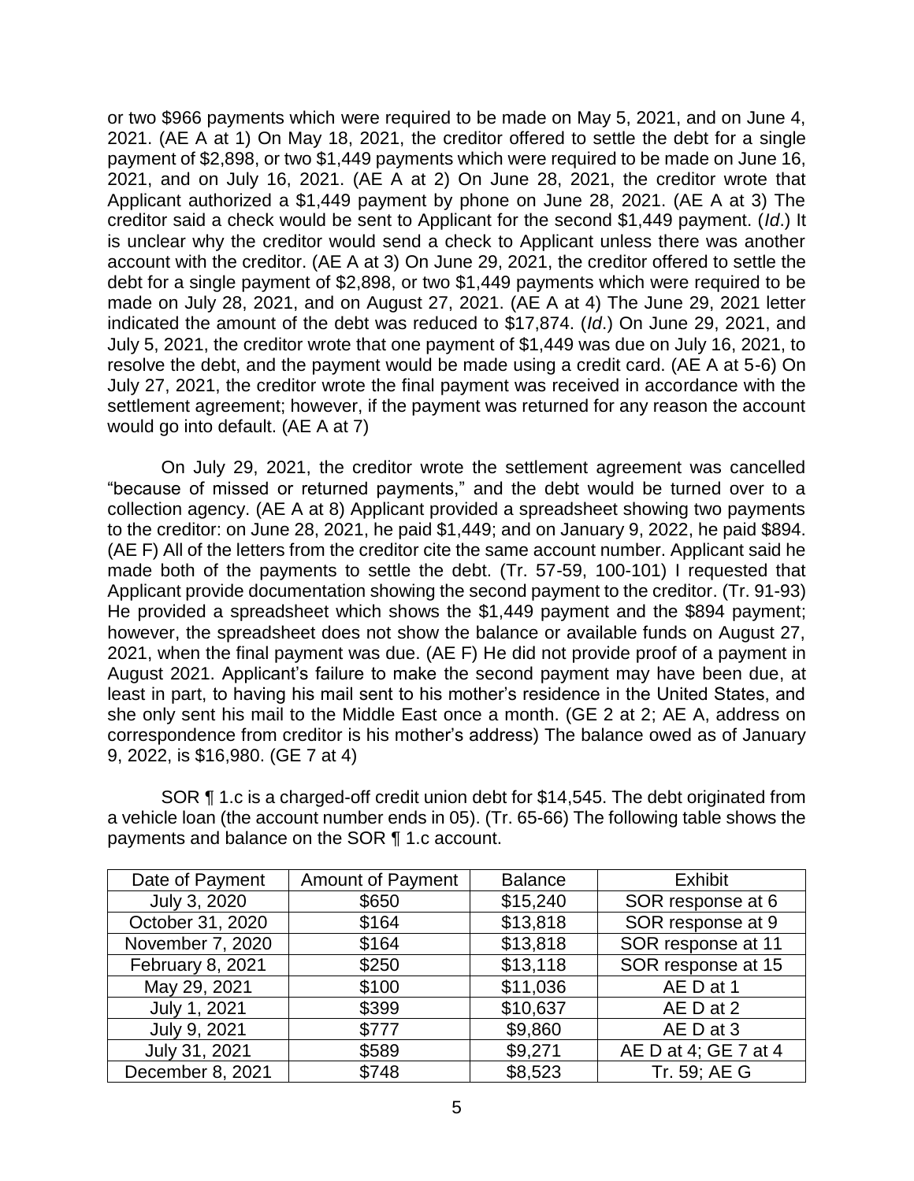or two $966 payments which were required to be made on May 5, 2021, and on June 4, 2021. (AE A at 1) On May 18, 2021, the creditor offered to settle the debt for a single payment of $2,898, or two $1,449 payments which were required to be made on June 16, 2021, and on July 16, 2021. (AE A at 2) On June 28, 2021, the creditor wrote that Applicant authorized a $1,449 payment by phone on June 28, 2021. (AE A at 3) The creditor said a check would be sent to Applicant for the second $1,449 payment. (*Id*.) It is unclear why the creditor would send a check to Applicant unless there was another account with the creditor. (AE A at 3) On June 29, 2021, the creditor offered to settle the debt for a single payment of $2,898, or two $1,449 payments which were required to be made on July 28, 2021, and on August 27, 2021. (AE A at 4) The June 29, 2021 letter indicated the amount of the debt was reduced to $17,874. (*Id*.) On June 29, 2021, and July 5, 2021, the creditor wrote that one payment of $1,449 was due on July 16, 2021, to resolve the debt, and the payment would be made using a credit card. (AE A at 5-6) On July 27, 2021, the creditor wrote the final payment was received in accordance with the settlement agreement; however, if the payment was returned for any reason the account would go into default. (AE A at 7)

On July 29, 2021, the creditor wrote the settlement agreement was cancelled "because of missed or returned payments," and the debt would be turned over to a collection agency. (AE A at 8) Applicant provided a spreadsheet showing two payments to the creditor: on June 28, 2021, he paid $1,449; and on January 9, 2022, he paid $894. (AE F) All of the letters from the creditor cite the same account number. Applicant said he made both of the payments to settle the debt. (Tr. 57-59, 100-101) I requested that Applicant provide documentation showing the second payment to the creditor. (Tr. 91-93) He provided a spreadsheet which shows the $1,449 payment and the $894 payment; however, the spreadsheet does not show the balance or available funds on August 27, 2021, when the final payment was due. (AE F) He did not provide proof of a payment in August 2021. Applicant's failure to make the second payment may have been due, at least in part, to having his mail sent to his mother's residence in the United States, and she only sent his mail to the Middle East once a month. (GE 2 at 2; AE A, address on correspondence from creditor is his mother's address) The balance owed as of January 9, 2022, is $16,980. (GE 7 at 4)

SOR ¶ 1.c is a charged-off credit union debt for $14,545. The debt originated from a vehicle loan (the account number ends in 05). (Tr. 65-66) The following table shows the payments and balance on the SOR ¶ 1.c account.

| Date of Payment | Amount of Payment | Balance | Exhibit |
|---|---|---|---|
| July 3, 2020 | $650 | $15,240 | SOR response at 6 |
| October 31, 2020 | $164 | $13,818 | SOR response at 9 |
| November 7, 2020 | $164 | $13,818 | SOR response at 11 |
| February 8, 2021 | $250 | $13,118 | SOR response at 15 |
| May 29, 2021 | $100 | $11,036 | AE D at 1 |
| July 1, 2021 | $399 | $10,637 | AE D at 2 |
| July 9, 2021 | $777 | $9,860 | AE D at 3 |
| July 31, 2021 | $589 | $9,271 | AE D at 4; GE 7 at 4 |
| December 8, 2021 | $748 | $8,523 | Tr. 59; AE G |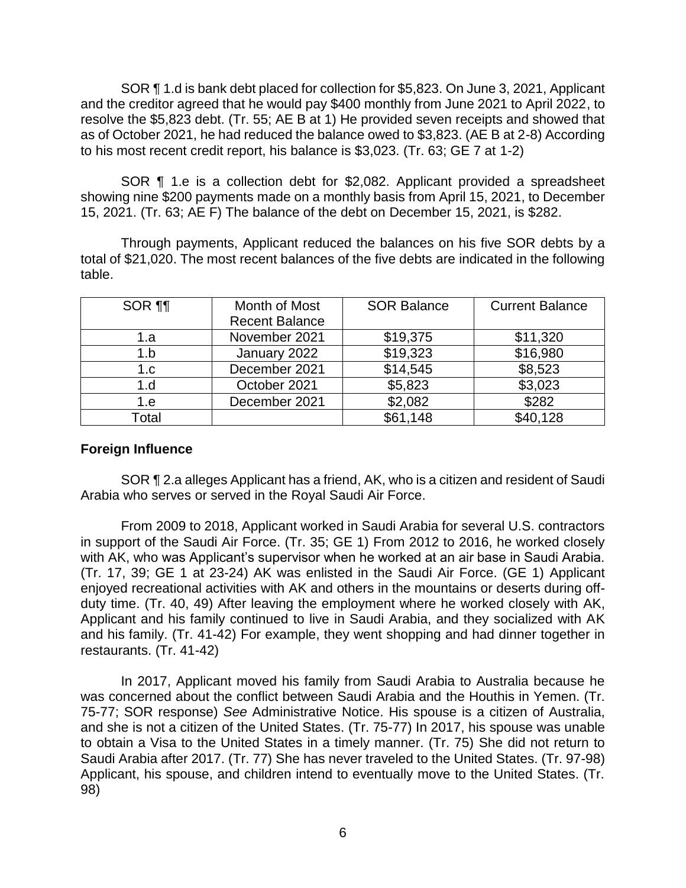SOR ¶ 1.d is bank debt placed for collection for $5,823. On June 3, 2021, Applicant and the creditor agreed that he would pay $400 monthly from June 2021 to April 2022, to resolve the $5,823 debt. (Tr. 55; AE B at 1) He provided seven receipts and showed that as of October 2021, he had reduced the balance owed to $3,823. (AE B at 2-8) According to his most recent credit report, his balance is $3,023. (Tr. 63; GE 7 at 1-2)

SOR ¶ 1.e is a collection debt for $2,082. Applicant provided a spreadsheet showing nine $200 payments made on a monthly basis from April 15, 2021, to December 15, 2021. (Tr. 63; AE F) The balance of the debt on December 15, 2021, is $282.

Through payments, Applicant reduced the balances on his five SOR debts by a total of $21,020. The most recent balances of the five debts are indicated in the following table.

| SOR ¶¶ | Month of Most Recent Balance | SOR Balance | Current Balance |
|---|---|---|---|
| 1.a | November 2021 | $19,375 | $11,320 |
| 1.b | January 2022 | $19,323 | $16,980 |
| 1.c | December 2021 | $14,545 | $8,523 |
| 1.d | October 2021 | $5,823 | $3,023 |
| 1.e | December 2021 | $2,082 | $282 |
| Total | | $61,148 | $40,128 |

**Foreign Influence**

SOR ¶ 2.a alleges Applicant has a friend, AK, who is a citizen and resident of Saudi Arabia who serves or served in the Royal Saudi Air Force.

From 2009 to 2018, Applicant worked in Saudi Arabia for several U.S. contractors in support of the Saudi Air Force. (Tr. 35; GE 1) From 2012 to 2016, he worked closely with AK, who was Applicant's supervisor when he worked at an air base in Saudi Arabia. (Tr. 17, 39; GE 1 at 23-24) AK was enlisted in the Saudi Air Force. (GE 1) Applicant enjoyed recreational activities with AK and others in the mountains or deserts during off-duty time. (Tr. 40, 49) After leaving the employment where he worked closely with AK, Applicant and his family continued to live in Saudi Arabia, and they socialized with AK and his family. (Tr. 41-42) For example, they went shopping and had dinner together in restaurants. (Tr. 41-42)

In 2017, Applicant moved his family from Saudi Arabia to Australia because he was concerned about the conflict between Saudi Arabia and the Houthis in Yemen. (Tr. 75-77; SOR response) *See* Administrative Notice. His spouse is a citizen of Australia, and she is not a citizen of the United States. (Tr. 75-77) In 2017, his spouse was unable to obtain a Visa to the United States in a timely manner. (Tr. 75) She did not return to Saudi Arabia after 2017. (Tr. 77) She has never traveled to the United States. (Tr. 97-98) Applicant, his spouse, and children intend to eventually move to the United States. (Tr. 98)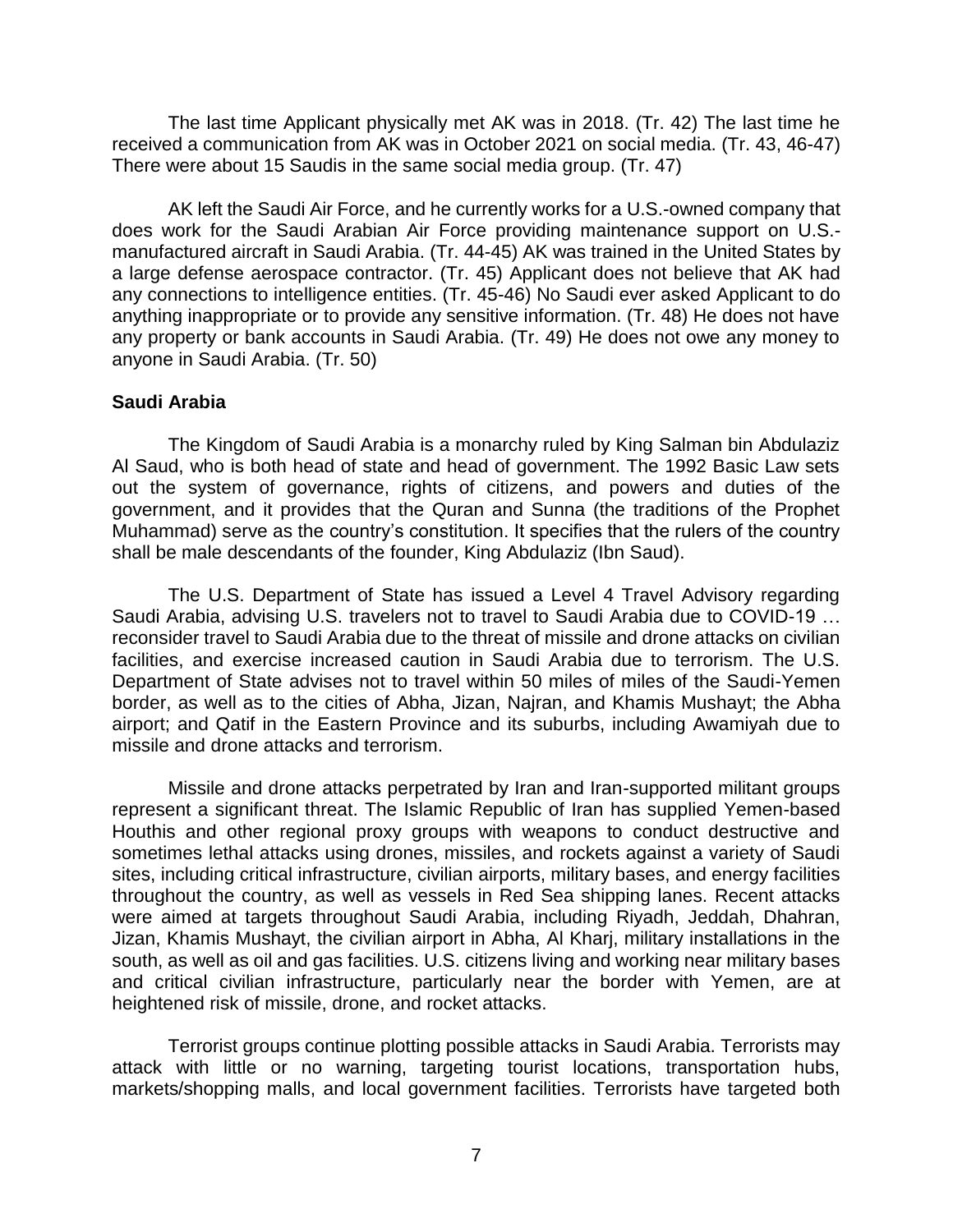The last time Applicant physically met AK was in 2018. (Tr. 42) The last time he received a communication from AK was in October 2021 on social media. (Tr. 43, 46-47) There were about 15 Saudis in the same social media group. (Tr. 47)

AK left the Saudi Air Force, and he currently works for a U.S.-owned company that does work for the Saudi Arabian Air Force providing maintenance support on U.S.-manufactured aircraft in Saudi Arabia. (Tr. 44-45) AK was trained in the United States by a large defense aerospace contractor. (Tr. 45) Applicant does not believe that AK had any connections to intelligence entities. (Tr. 45-46) No Saudi ever asked Applicant to do anything inappropriate or to provide any sensitive information. (Tr. 48) He does not have any property or bank accounts in Saudi Arabia. (Tr. 49) He does not owe any money to anyone in Saudi Arabia. (Tr. 50)

**Saudi Arabia**

The Kingdom of Saudi Arabia is a monarchy ruled by King Salman bin Abdulaziz Al Saud, who is both head of state and head of government. The 1992 Basic Law sets out the system of governance, rights of citizens, and powers and duties of the government, and it provides that the Quran and Sunna (the traditions of the Prophet Muhammad) serve as the country's constitution. It specifies that the rulers of the country shall be male descendants of the founder, King Abdulaziz (Ibn Saud).

The U.S. Department of State has issued a Level 4 Travel Advisory regarding Saudi Arabia, advising U.S. travelers not to travel to Saudi Arabia due to COVID-19 … reconsider travel to Saudi Arabia due to the threat of missile and drone attacks on civilian facilities, and exercise increased caution in Saudi Arabia due to terrorism. The U.S. Department of State advises not to travel within 50 miles of miles of the Saudi-Yemen border, as well as to the cities of Abha, Jizan, Najran, and Khamis Mushayt; the Abha airport; and Qatif in the Eastern Province and its suburbs, including Awamiyah due to missile and drone attacks and terrorism.

Missile and drone attacks perpetrated by Iran and Iran-supported militant groups represent a significant threat. The Islamic Republic of Iran has supplied Yemen-based Houthis and other regional proxy groups with weapons to conduct destructive and sometimes lethal attacks using drones, missiles, and rockets against a variety of Saudi sites, including critical infrastructure, civilian airports, military bases, and energy facilities throughout the country, as well as vessels in Red Sea shipping lanes. Recent attacks were aimed at targets throughout Saudi Arabia, including Riyadh, Jeddah, Dhahran, Jizan, Khamis Mushayt, the civilian airport in Abha, Al Kharj, military installations in the south, as well as oil and gas facilities. U.S. citizens living and working near military bases and critical civilian infrastructure, particularly near the border with Yemen, are at heightened risk of missile, drone, and rocket attacks.

Terrorist groups continue plotting possible attacks in Saudi Arabia. Terrorists may attack with little or no warning, targeting tourist locations, transportation hubs, markets/shopping malls, and local government facilities. Terrorists have targeted both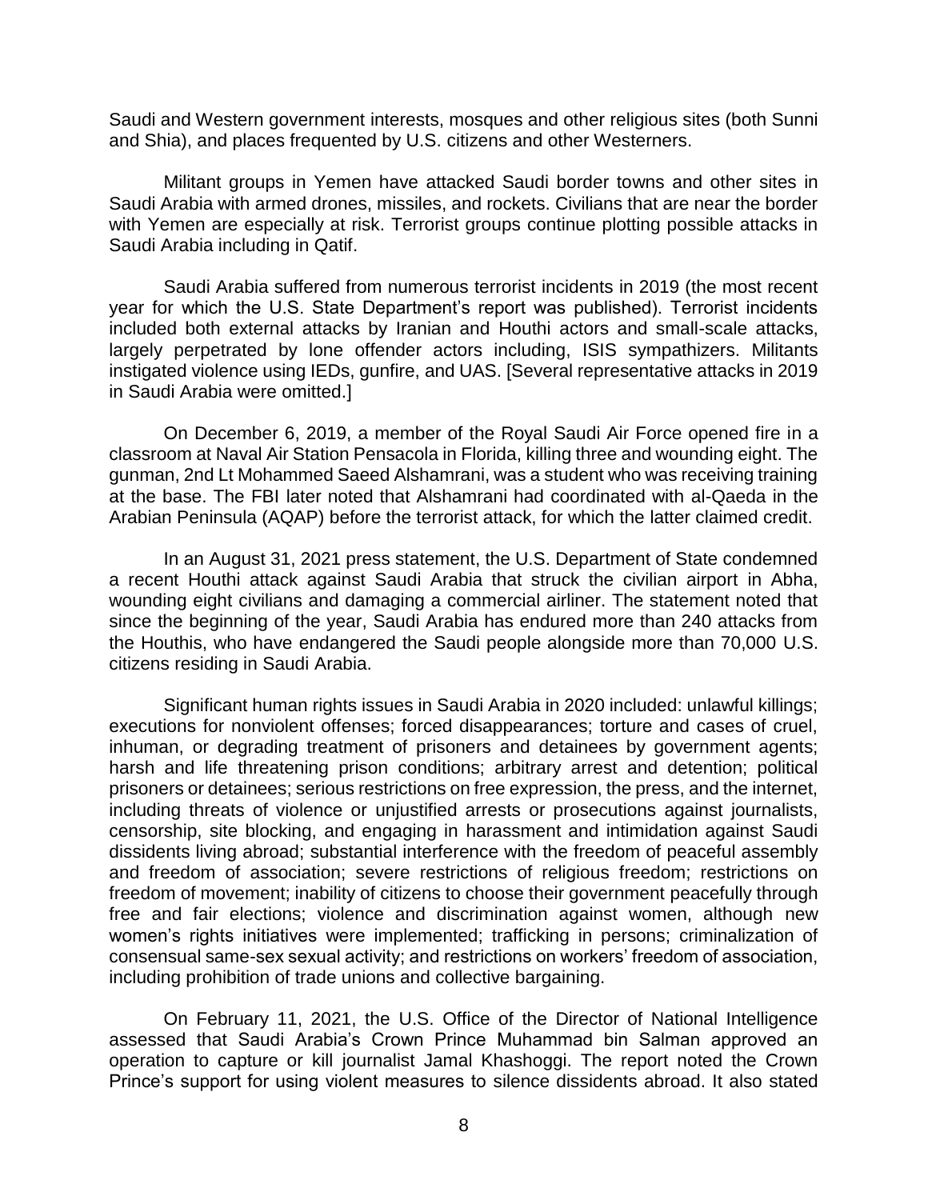Saudi and Western government interests, mosques and other religious sites (both Sunni and Shia), and places frequented by U.S. citizens and other Westerners.

Militant groups in Yemen have attacked Saudi border towns and other sites in Saudi Arabia with armed drones, missiles, and rockets. Civilians that are near the border with Yemen are especially at risk. Terrorist groups continue plotting possible attacks in Saudi Arabia including in Qatif.

Saudi Arabia suffered from numerous terrorist incidents in 2019 (the most recent year for which the U.S. State Department's report was published). Terrorist incidents included both external attacks by Iranian and Houthi actors and small-scale attacks, largely perpetrated by lone offender actors including, ISIS sympathizers. Militants instigated violence using IEDs, gunfire, and UAS. [Several representative attacks in 2019 in Saudi Arabia were omitted.]

On December 6, 2019, a member of the Royal Saudi Air Force opened fire in a classroom at Naval Air Station Pensacola in Florida, killing three and wounding eight. The gunman, 2nd Lt Mohammed Saeed Alshamrani, was a student who was receiving training at the base. The FBI later noted that Alshamrani had coordinated with al-Qaeda in the Arabian Peninsula (AQAP) before the terrorist attack, for which the latter claimed credit.

In an August 31, 2021 press statement, the U.S. Department of State condemned a recent Houthi attack against Saudi Arabia that struck the civilian airport in Abha, wounding eight civilians and damaging a commercial airliner. The statement noted that since the beginning of the year, Saudi Arabia has endured more than 240 attacks from the Houthis, who have endangered the Saudi people alongside more than 70,000 U.S. citizens residing in Saudi Arabia.

Significant human rights issues in Saudi Arabia in 2020 included: unlawful killings; executions for nonviolent offenses; forced disappearances; torture and cases of cruel, inhuman, or degrading treatment of prisoners and detainees by government agents; harsh and life threatening prison conditions; arbitrary arrest and detention; political prisoners or detainees; serious restrictions on free expression, the press, and the internet, including threats of violence or unjustified arrests or prosecutions against journalists, censorship, site blocking, and engaging in harassment and intimidation against Saudi dissidents living abroad; substantial interference with the freedom of peaceful assembly and freedom of association; severe restrictions of religious freedom; restrictions on freedom of movement; inability of citizens to choose their government peacefully through free and fair elections; violence and discrimination against women, although new women's rights initiatives were implemented; trafficking in persons; criminalization of consensual same-sex sexual activity; and restrictions on workers' freedom of association, including prohibition of trade unions and collective bargaining.

On February 11, 2021, the U.S. Office of the Director of National Intelligence assessed that Saudi Arabia's Crown Prince Muhammad bin Salman approved an operation to capture or kill journalist Jamal Khashoggi. The report noted the Crown Prince's support for using violent measures to silence dissidents abroad. It also stated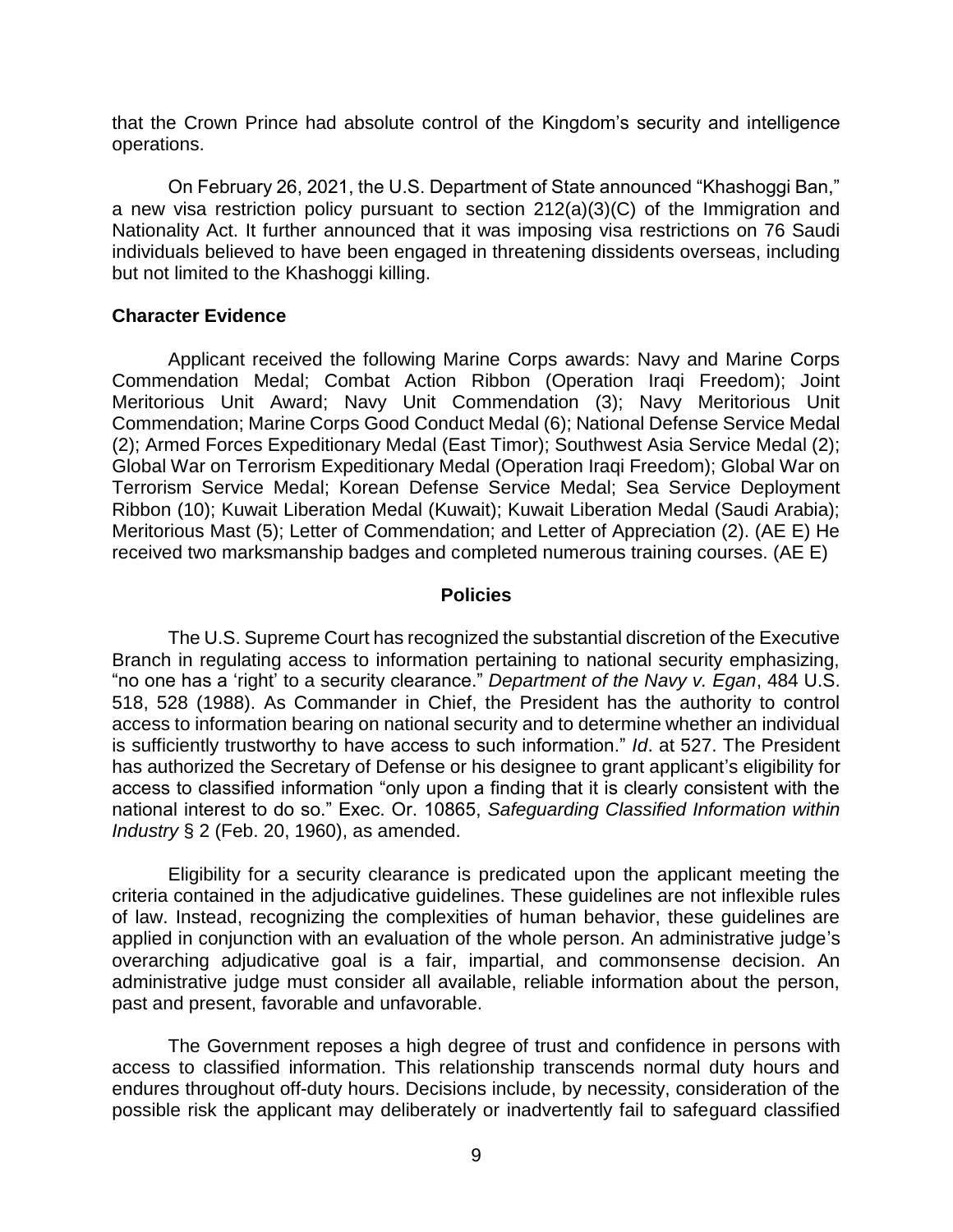that the Crown Prince had absolute control of the Kingdom's security and intelligence operations.

On February 26, 2021, the U.S. Department of State announced "Khashoggi Ban," a new visa restriction policy pursuant to section 212(a)(3)(C) of the Immigration and Nationality Act. It further announced that it was imposing visa restrictions on 76 Saudi individuals believed to have been engaged in threatening dissidents overseas, including but not limited to the Khashoggi killing.

**Character Evidence**

Applicant received the following Marine Corps awards: Navy and Marine Corps Commendation Medal; Combat Action Ribbon (Operation Iraqi Freedom); Joint Meritorious Unit Award; Navy Unit Commendation (3); Navy Meritorious Unit Commendation; Marine Corps Good Conduct Medal (6); National Defense Service Medal (2); Armed Forces Expeditionary Medal (East Timor); Southwest Asia Service Medal (2); Global War on Terrorism Expeditionary Medal (Operation Iraqi Freedom); Global War on Terrorism Service Medal; Korean Defense Service Medal; Sea Service Deployment Ribbon (10); Kuwait Liberation Medal (Kuwait); Kuwait Liberation Medal (Saudi Arabia); Meritorious Mast (5); Letter of Commendation; and Letter of Appreciation (2). (AE E) He received two marksmanship badges and completed numerous training courses. (AE E)

## Policies

The U.S. Supreme Court has recognized the substantial discretion of the Executive Branch in regulating access to information pertaining to national security emphasizing, "no one has a 'right' to a security clearance." *Department of the Navy v. Egan*, 484 U.S. 518, 528 (1988). As Commander in Chief, the President has the authority to control access to information bearing on national security and to determine whether an individual is sufficiently trustworthy to have access to such information." *Id*. at 527. The President has authorized the Secretary of Defense or his designee to grant applicant's eligibility for access to classified information "only upon a finding that it is clearly consistent with the national interest to do so." Exec. Or. 10865, *Safeguarding Classified Information within Industry* § 2 (Feb. 20, 1960), as amended.

Eligibility for a security clearance is predicated upon the applicant meeting the criteria contained in the adjudicative guidelines. These guidelines are not inflexible rules of law. Instead, recognizing the complexities of human behavior, these guidelines are applied in conjunction with an evaluation of the whole person. An administrative judge's overarching adjudicative goal is a fair, impartial, and commonsense decision. An administrative judge must consider all available, reliable information about the person, past and present, favorable and unfavorable.

The Government reposes a high degree of trust and confidence in persons with access to classified information. This relationship transcends normal duty hours and endures throughout off-duty hours. Decisions include, by necessity, consideration of the possible risk the applicant may deliberately or inadvertently fail to safeguard classified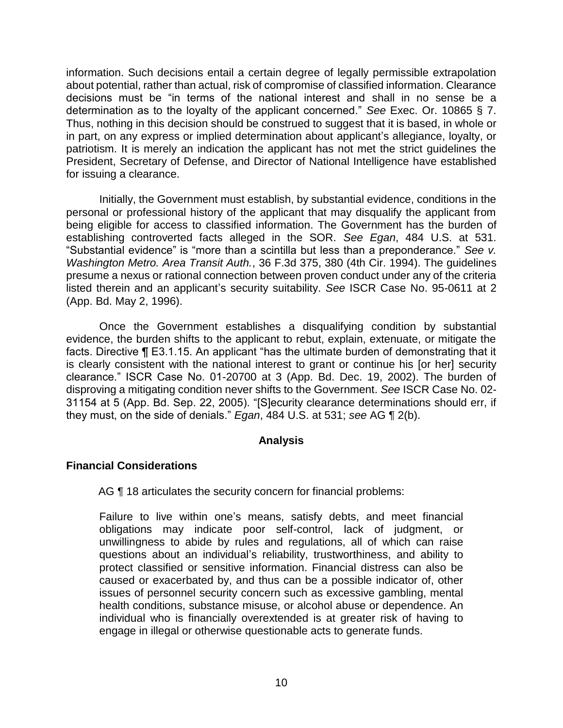information. Such decisions entail a certain degree of legally permissible extrapolation about potential, rather than actual, risk of compromise of classified information. Clearance decisions must be "in terms of the national interest and shall in no sense be a determination as to the loyalty of the applicant concerned." *See* Exec. Or. 10865 § 7. Thus, nothing in this decision should be construed to suggest that it is based, in whole or in part, on any express or implied determination about applicant's allegiance, loyalty, or patriotism. It is merely an indication the applicant has not met the strict guidelines the President, Secretary of Defense, and Director of National Intelligence have established for issuing a clearance.

Initially, the Government must establish, by substantial evidence, conditions in the personal or professional history of the applicant that may disqualify the applicant from being eligible for access to classified information. The Government has the burden of establishing controverted facts alleged in the SOR. *See Egan*, 484 U.S. at 531. "Substantial evidence" is "more than a scintilla but less than a preponderance." *See v. Washington Metro. Area Transit Auth.*, 36 F.3d 375, 380 (4th Cir. 1994). The guidelines presume a nexus or rational connection between proven conduct under any of the criteria listed therein and an applicant's security suitability. *See* ISCR Case No. 95-0611 at 2 (App. Bd. May 2, 1996).

Once the Government establishes a disqualifying condition by substantial evidence, the burden shifts to the applicant to rebut, explain, extenuate, or mitigate the facts. Directive ¶ E3.1.15. An applicant "has the ultimate burden of demonstrating that it is clearly consistent with the national interest to grant or continue his [or her] security clearance." ISCR Case No. 01-20700 at 3 (App. Bd. Dec. 19, 2002). The burden of disproving a mitigating condition never shifts to the Government. *See* ISCR Case No. 02-31154 at 5 (App. Bd. Sep. 22, 2005). "[S]ecurity clearance determinations should err, if they must, on the side of denials." *Egan*, 484 U.S. at 531; *see* AG ¶ 2(b).

## Analysis

### Financial Considerations

AG ¶ 18 articulates the security concern for financial problems:

> Failure to live within one's means, satisfy debts, and meet financial obligations may indicate poor self-control, lack of judgment, or unwillingness to abide by rules and regulations, all of which can raise questions about an individual's reliability, trustworthiness, and ability to protect classified or sensitive information. Financial distress can also be caused or exacerbated by, and thus can be a possible indicator of, other issues of personnel security concern such as excessive gambling, mental health conditions, substance misuse, or alcohol abuse or dependence. An individual who is financially overextended is at greater risk of having to engage in illegal or otherwise questionable acts to generate funds.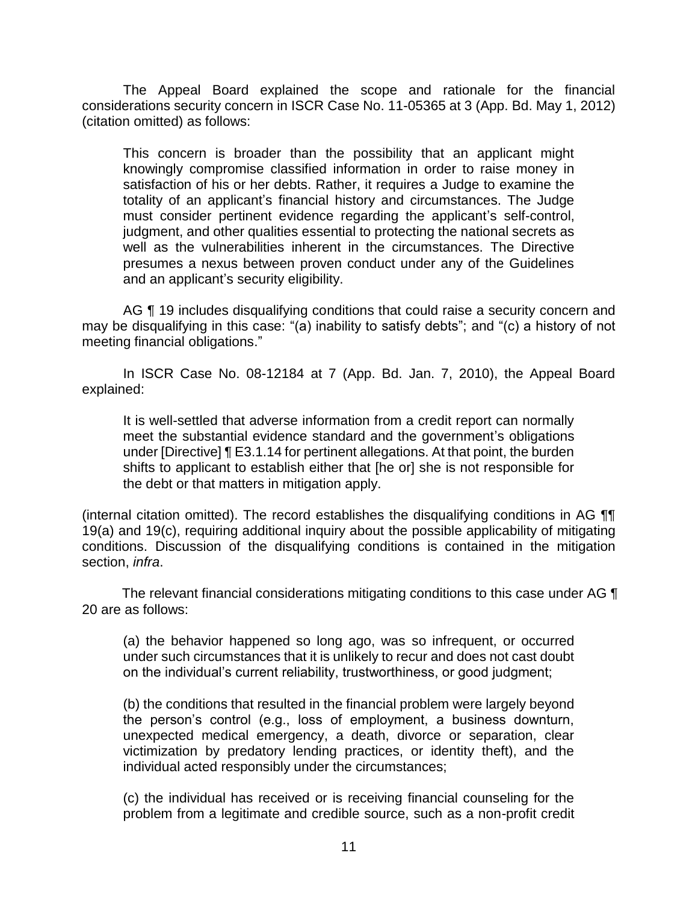The Appeal Board explained the scope and rationale for the financial considerations security concern in ISCR Case No. 11-05365 at 3 (App. Bd. May 1, 2012) (citation omitted) as follows:

> This concern is broader than the possibility that an applicant might knowingly compromise classified information in order to raise money in satisfaction of his or her debts. Rather, it requires a Judge to examine the totality of an applicant's financial history and circumstances. The Judge must consider pertinent evidence regarding the applicant's self-control, judgment, and other qualities essential to protecting the national secrets as well as the vulnerabilities inherent in the circumstances. The Directive presumes a nexus between proven conduct under any of the Guidelines and an applicant's security eligibility.

AG ¶ 19 includes disqualifying conditions that could raise a security concern and may be disqualifying in this case: "(a) inability to satisfy debts"; and "(c) a history of not meeting financial obligations."

In ISCR Case No. 08-12184 at 7 (App. Bd. Jan. 7, 2010), the Appeal Board explained:

> It is well-settled that adverse information from a credit report can normally meet the substantial evidence standard and the government's obligations under [Directive] ¶ E3.1.14 for pertinent allegations. At that point, the burden shifts to applicant to establish either that [he or] she is not responsible for the debt or that matters in mitigation apply.

(internal citation omitted). The record establishes the disqualifying conditions in AG ¶¶ 19(a) and 19(c), requiring additional inquiry about the possible applicability of mitigating conditions. Discussion of the disqualifying conditions is contained in the mitigation section, *infra*.

The relevant financial considerations mitigating conditions to this case under AG ¶ 20 are as follows:

> (a) the behavior happened so long ago, was so infrequent, or occurred under such circumstances that it is unlikely to recur and does not cast doubt on the individual's current reliability, trustworthiness, or good judgment;
>
> (b) the conditions that resulted in the financial problem were largely beyond the person's control (e.g., loss of employment, a business downturn, unexpected medical emergency, a death, divorce or separation, clear victimization by predatory lending practices, or identity theft), and the individual acted responsibly under the circumstances;
>
> (c) the individual has received or is receiving financial counseling for the problem from a legitimate and credible source, such as a non-profit credit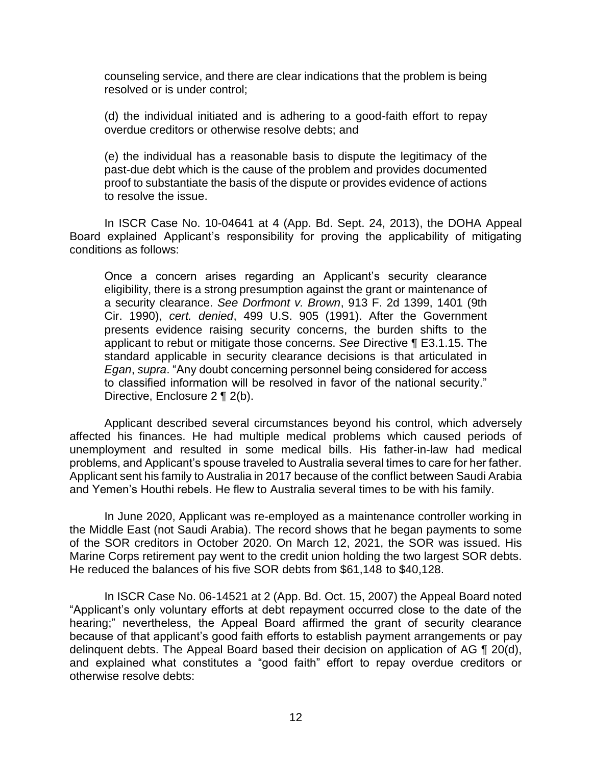counseling service, and there are clear indications that the problem is being resolved or is under control;

(d) the individual initiated and is adhering to a good-faith effort to repay overdue creditors or otherwise resolve debts; and

(e) the individual has a reasonable basis to dispute the legitimacy of the past-due debt which is the cause of the problem and provides documented proof to substantiate the basis of the dispute or provides evidence of actions to resolve the issue.

In ISCR Case No. 10-04641 at 4 (App. Bd. Sept. 24, 2013), the DOHA Appeal Board explained Applicant's responsibility for proving the applicability of mitigating conditions as follows:

> Once a concern arises regarding an Applicant's security clearance eligibility, there is a strong presumption against the grant or maintenance of a security clearance. *See Dorfmont v. Brown*, 913 F. 2d 1399, 1401 (9th Cir. 1990), *cert. denied*, 499 U.S. 905 (1991). After the Government presents evidence raising security concerns, the burden shifts to the applicant to rebut or mitigate those concerns. *See* Directive ¶ E3.1.15. The standard applicable in security clearance decisions is that articulated in *Egan*, *supra*. "Any doubt concerning personnel being considered for access to classified information will be resolved in favor of the national security." Directive, Enclosure 2 ¶ 2(b).

Applicant described several circumstances beyond his control, which adversely affected his finances. He had multiple medical problems which caused periods of unemployment and resulted in some medical bills. His father-in-law had medical problems, and Applicant's spouse traveled to Australia several times to care for her father. Applicant sent his family to Australia in 2017 because of the conflict between Saudi Arabia and Yemen's Houthi rebels. He flew to Australia several times to be with his family.

In June 2020, Applicant was re-employed as a maintenance controller working in the Middle East (not Saudi Arabia). The record shows that he began payments to some of the SOR creditors in October 2020. On March 12, 2021, the SOR was issued. His Marine Corps retirement pay went to the credit union holding the two largest SOR debts. He reduced the balances of his five SOR debts from $61,148 to $40,128.

In ISCR Case No. 06-14521 at 2 (App. Bd. Oct. 15, 2007) the Appeal Board noted "Applicant's only voluntary efforts at debt repayment occurred close to the date of the hearing;" nevertheless, the Appeal Board affirmed the grant of security clearance because of that applicant's good faith efforts to establish payment arrangements or pay delinquent debts. The Appeal Board based their decision on application of AG ¶ 20(d), and explained what constitutes a "good faith" effort to repay overdue creditors or otherwise resolve debts: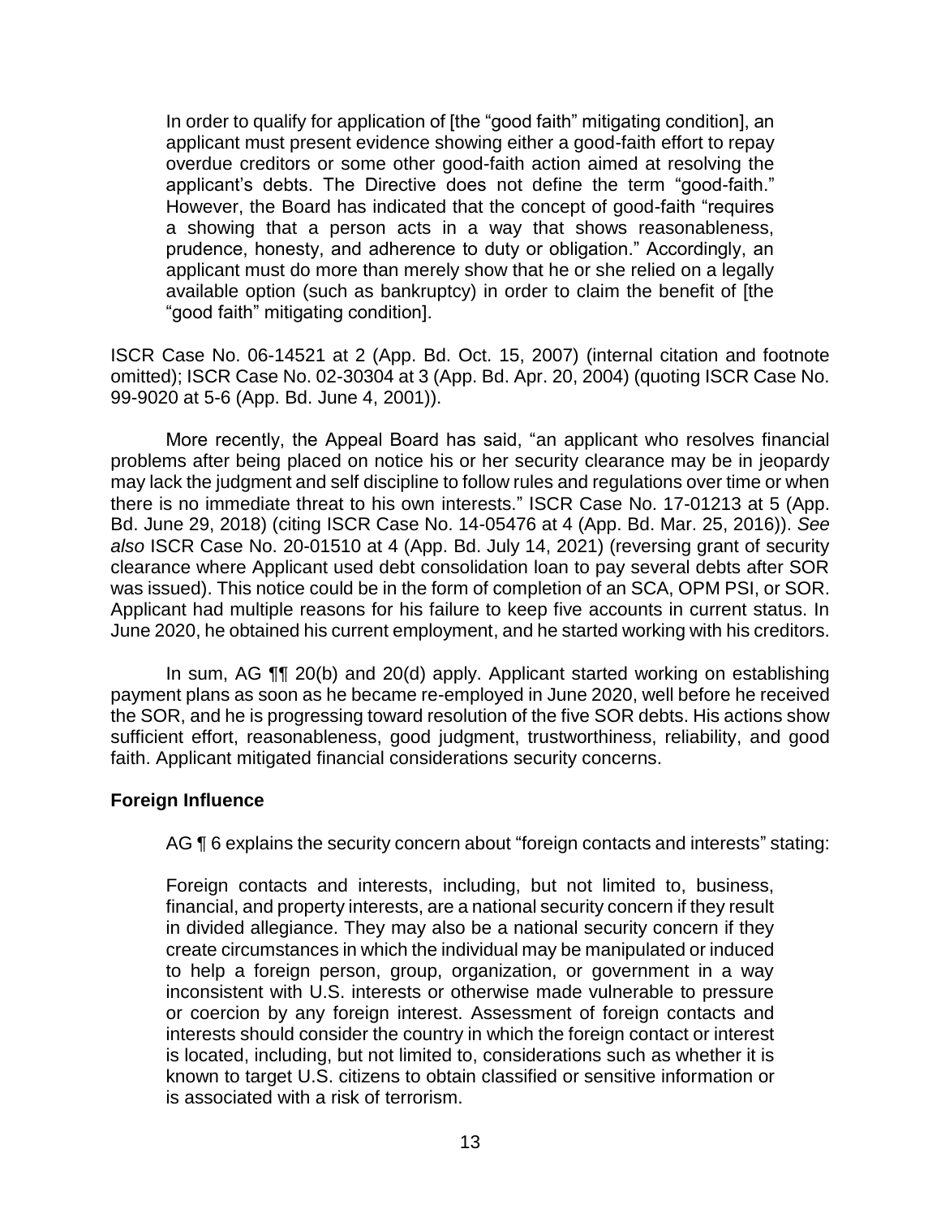> In order to qualify for application of [the "good faith" mitigating condition], an applicant must present evidence showing either a good-faith effort to repay overdue creditors or some other good-faith action aimed at resolving the applicant's debts. The Directive does not define the term "good-faith." However, the Board has indicated that the concept of good-faith "requires a showing that a person acts in a way that shows reasonableness, prudence, honesty, and adherence to duty or obligation." Accordingly, an applicant must do more than merely show that he or she relied on a legally available option (such as bankruptcy) in order to claim the benefit of [the "good faith" mitigating condition].

ISCR Case No. 06-14521 at 2 (App. Bd. Oct. 15, 2007) (internal citation and footnote omitted); ISCR Case No. 02-30304 at 3 (App. Bd. Apr. 20, 2004) (quoting ISCR Case No. 99-9020 at 5-6 (App. Bd. June 4, 2001)).

More recently, the Appeal Board has said, "an applicant who resolves financial problems after being placed on notice his or her security clearance may be in jeopardy may lack the judgment and self discipline to follow rules and regulations over time or when there is no immediate threat to his own interests." ISCR Case No. 17-01213 at 5 (App. Bd. June 29, 2018) (citing ISCR Case No. 14-05476 at 4 (App. Bd. Mar. 25, 2016)). *See also* ISCR Case No. 20-01510 at 4 (App. Bd. July 14, 2021) (reversing grant of security clearance where Applicant used debt consolidation loan to pay several debts after SOR was issued). This notice could be in the form of completion of an SCA, OPM PSI, or SOR. Applicant had multiple reasons for his failure to keep five accounts in current status. In June 2020, he obtained his current employment, and he started working with his creditors.

In sum, AG ¶¶ 20(b) and 20(d) apply. Applicant started working on establishing payment plans as soon as he became re-employed in June 2020, well before he received the SOR, and he is progressing toward resolution of the five SOR debts. His actions show sufficient effort, reasonableness, good judgment, trustworthiness, reliability, and good faith. Applicant mitigated financial considerations security concerns.

### Foreign Influence

AG ¶ 6 explains the security concern about "foreign contacts and interests" stating:

> Foreign contacts and interests, including, but not limited to, business, financial, and property interests, are a national security concern if they result in divided allegiance. They may also be a national security concern if they create circumstances in which the individual may be manipulated or induced to help a foreign person, group, organization, or government in a way inconsistent with U.S. interests or otherwise made vulnerable to pressure or coercion by any foreign interest. Assessment of foreign contacts and interests should consider the country in which the foreign contact or interest is located, including, but not limited to, considerations such as whether it is known to target U.S. citizens to obtain classified or sensitive information or is associated with a risk of terrorism.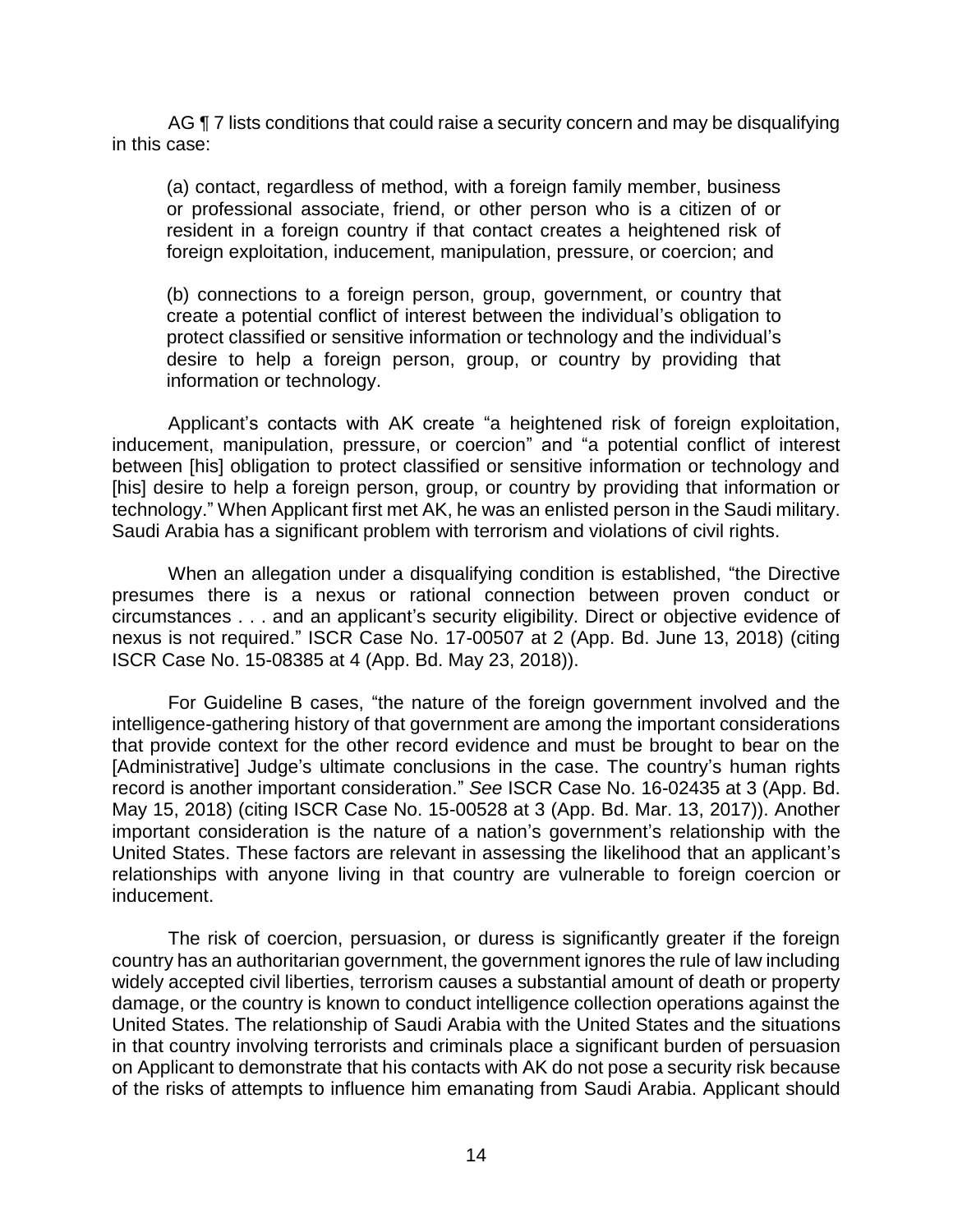AG ¶ 7 lists conditions that could raise a security concern and may be disqualifying in this case:

> (a) contact, regardless of method, with a foreign family member, business or professional associate, friend, or other person who is a citizen of or resident in a foreign country if that contact creates a heightened risk of foreign exploitation, inducement, manipulation, pressure, or coercion; and
>
> (b) connections to a foreign person, group, government, or country that create a potential conflict of interest between the individual's obligation to protect classified or sensitive information or technology and the individual's desire to help a foreign person, group, or country by providing that information or technology.

Applicant's contacts with AK create "a heightened risk of foreign exploitation, inducement, manipulation, pressure, or coercion" and "a potential conflict of interest between [his] obligation to protect classified or sensitive information or technology and [his] desire to help a foreign person, group, or country by providing that information or technology." When Applicant first met AK, he was an enlisted person in the Saudi military. Saudi Arabia has a significant problem with terrorism and violations of civil rights.

When an allegation under a disqualifying condition is established, "the Directive presumes there is a nexus or rational connection between proven conduct or circumstances . . . and an applicant's security eligibility. Direct or objective evidence of nexus is not required." ISCR Case No. 17-00507 at 2 (App. Bd. June 13, 2018) (citing ISCR Case No. 15-08385 at 4 (App. Bd. May 23, 2018)).

For Guideline B cases, "the nature of the foreign government involved and the intelligence-gathering history of that government are among the important considerations that provide context for the other record evidence and must be brought to bear on the [Administrative] Judge's ultimate conclusions in the case. The country's human rights record is another important consideration." *See* ISCR Case No. 16-02435 at 3 (App. Bd. May 15, 2018) (citing ISCR Case No. 15-00528 at 3 (App. Bd. Mar. 13, 2017)). Another important consideration is the nature of a nation's government's relationship with the United States. These factors are relevant in assessing the likelihood that an applicant's relationships with anyone living in that country are vulnerable to foreign coercion or inducement.

The risk of coercion, persuasion, or duress is significantly greater if the foreign country has an authoritarian government, the government ignores the rule of law including widely accepted civil liberties, terrorism causes a substantial amount of death or property damage, or the country is known to conduct intelligence collection operations against the United States. The relationship of Saudi Arabia with the United States and the situations in that country involving terrorists and criminals place a significant burden of persuasion on Applicant to demonstrate that his contacts with AK do not pose a security risk because of the risks of attempts to influence him emanating from Saudi Arabia. Applicant should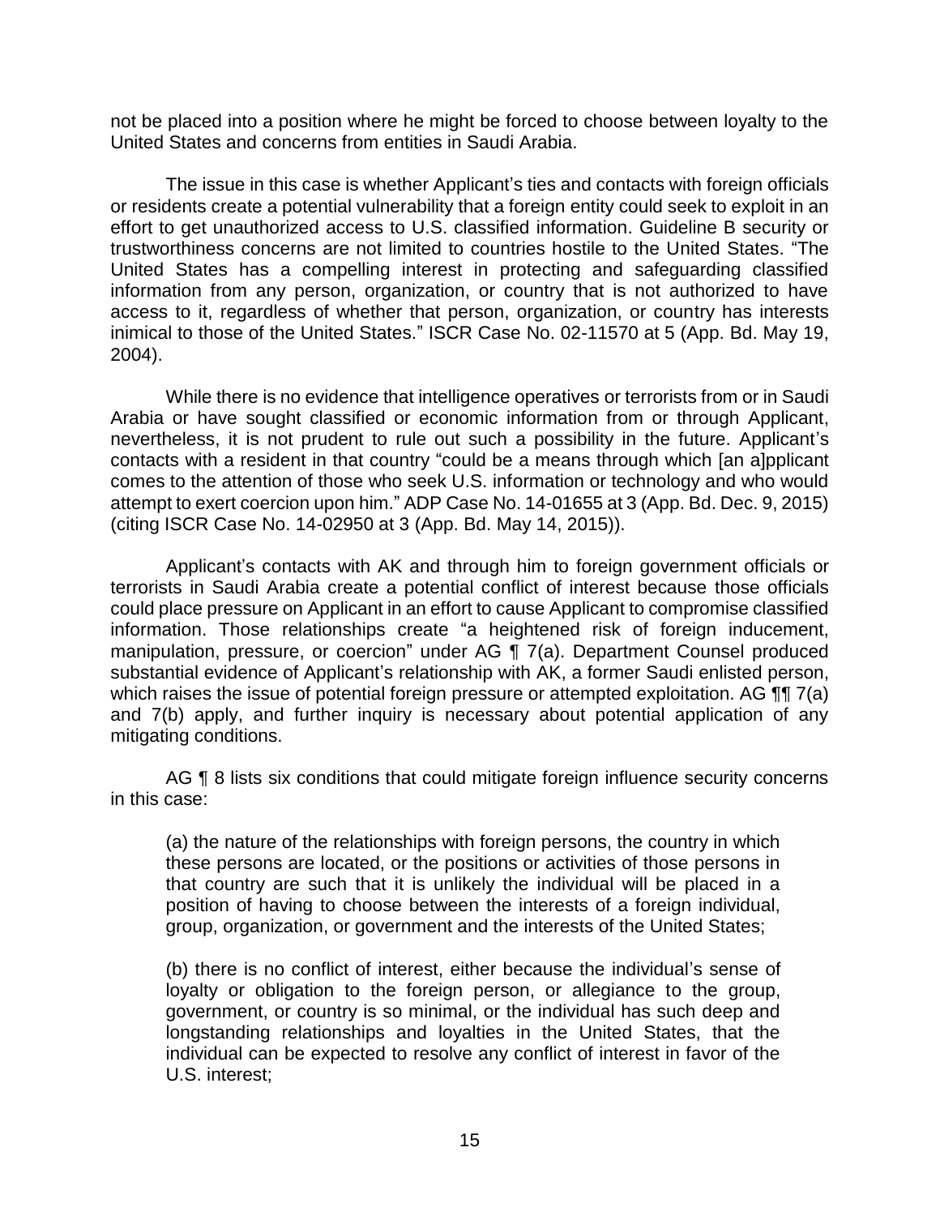not be placed into a position where he might be forced to choose between loyalty to the United States and concerns from entities in Saudi Arabia.

The issue in this case is whether Applicant's ties and contacts with foreign officials or residents create a potential vulnerability that a foreign entity could seek to exploit in an effort to get unauthorized access to U.S. classified information. Guideline B security or trustworthiness concerns are not limited to countries hostile to the United States. "The United States has a compelling interest in protecting and safeguarding classified information from any person, organization, or country that is not authorized to have access to it, regardless of whether that person, organization, or country has interests inimical to those of the United States." ISCR Case No. 02-11570 at 5 (App. Bd. May 19, 2004).

While there is no evidence that intelligence operatives or terrorists from or in Saudi Arabia or have sought classified or economic information from or through Applicant, nevertheless, it is not prudent to rule out such a possibility in the future. Applicant's contacts with a resident in that country "could be a means through which [an a]pplicant comes to the attention of those who seek U.S. information or technology and who would attempt to exert coercion upon him." ADP Case No. 14-01655 at 3 (App. Bd. Dec. 9, 2015) (citing ISCR Case No. 14-02950 at 3 (App. Bd. May 14, 2015)).

Applicant's contacts with AK and through him to foreign government officials or terrorists in Saudi Arabia create a potential conflict of interest because those officials could place pressure on Applicant in an effort to cause Applicant to compromise classified information. Those relationships create "a heightened risk of foreign inducement, manipulation, pressure, or coercion" under AG ¶ 7(a). Department Counsel produced substantial evidence of Applicant's relationship with AK, a former Saudi enlisted person, which raises the issue of potential foreign pressure or attempted exploitation. AG ¶¶ 7(a) and 7(b) apply, and further inquiry is necessary about potential application of any mitigating conditions.

AG ¶ 8 lists six conditions that could mitigate foreign influence security concerns in this case:

> (a) the nature of the relationships with foreign persons, the country in which these persons are located, or the positions or activities of those persons in that country are such that it is unlikely the individual will be placed in a position of having to choose between the interests of a foreign individual, group, organization, or government and the interests of the United States;
>
> (b) there is no conflict of interest, either because the individual's sense of loyalty or obligation to the foreign person, or allegiance to the group, government, or country is so minimal, or the individual has such deep and longstanding relationships and loyalties in the United States, that the individual can be expected to resolve any conflict of interest in favor of the U.S. interest;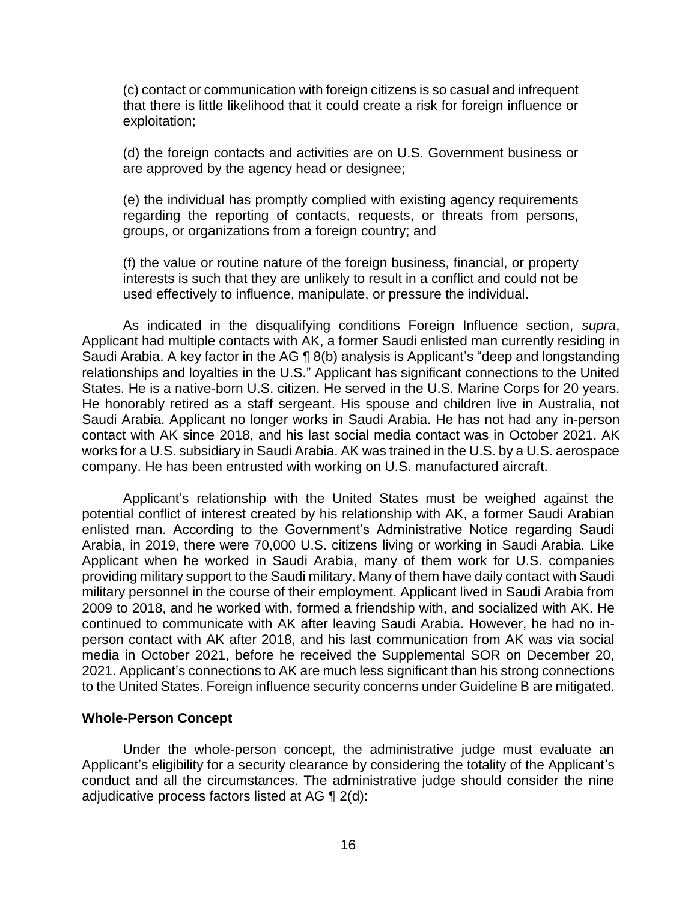(c) contact or communication with foreign citizens is so casual and infrequent that there is little likelihood that it could create a risk for foreign influence or exploitation;

(d) the foreign contacts and activities are on U.S. Government business or are approved by the agency head or designee;

(e) the individual has promptly complied with existing agency requirements regarding the reporting of contacts, requests, or threats from persons, groups, or organizations from a foreign country; and

(f) the value or routine nature of the foreign business, financial, or property interests is such that they are unlikely to result in a conflict and could not be used effectively to influence, manipulate, or pressure the individual.

As indicated in the disqualifying conditions Foreign Influence section, *supra*, Applicant had multiple contacts with AK, a former Saudi enlisted man currently residing in Saudi Arabia. A key factor in the AG ¶ 8(b) analysis is Applicant's "deep and longstanding relationships and loyalties in the U.S." Applicant has significant connections to the United States. He is a native-born U.S. citizen. He served in the U.S. Marine Corps for 20 years. He honorably retired as a staff sergeant. His spouse and children live in Australia, not Saudi Arabia. Applicant no longer works in Saudi Arabia. He has not had any in-person contact with AK since 2018, and his last social media contact was in October 2021. AK works for a U.S. subsidiary in Saudi Arabia. AK was trained in the U.S. by a U.S. aerospace company. He has been entrusted with working on U.S. manufactured aircraft.

Applicant's relationship with the United States must be weighed against the potential conflict of interest created by his relationship with AK, a former Saudi Arabian enlisted man. According to the Government's Administrative Notice regarding Saudi Arabia, in 2019, there were 70,000 U.S. citizens living or working in Saudi Arabia. Like Applicant when he worked in Saudi Arabia, many of them work for U.S. companies providing military support to the Saudi military. Many of them have daily contact with Saudi military personnel in the course of their employment. Applicant lived in Saudi Arabia from 2009 to 2018, and he worked with, formed a friendship with, and socialized with AK. He continued to communicate with AK after leaving Saudi Arabia. However, he had no in-person contact with AK after 2018, and his last communication from AK was via social media in October 2021, before he received the Supplemental SOR on December 20, 2021. Applicant's connections to AK are much less significant than his strong connections to the United States. Foreign influence security concerns under Guideline B are mitigated.

## Whole-Person Concept

Under the whole-person concept, the administrative judge must evaluate an Applicant's eligibility for a security clearance by considering the totality of the Applicant's conduct and all the circumstances. The administrative judge should consider the nine adjudicative process factors listed at AG ¶ 2(d):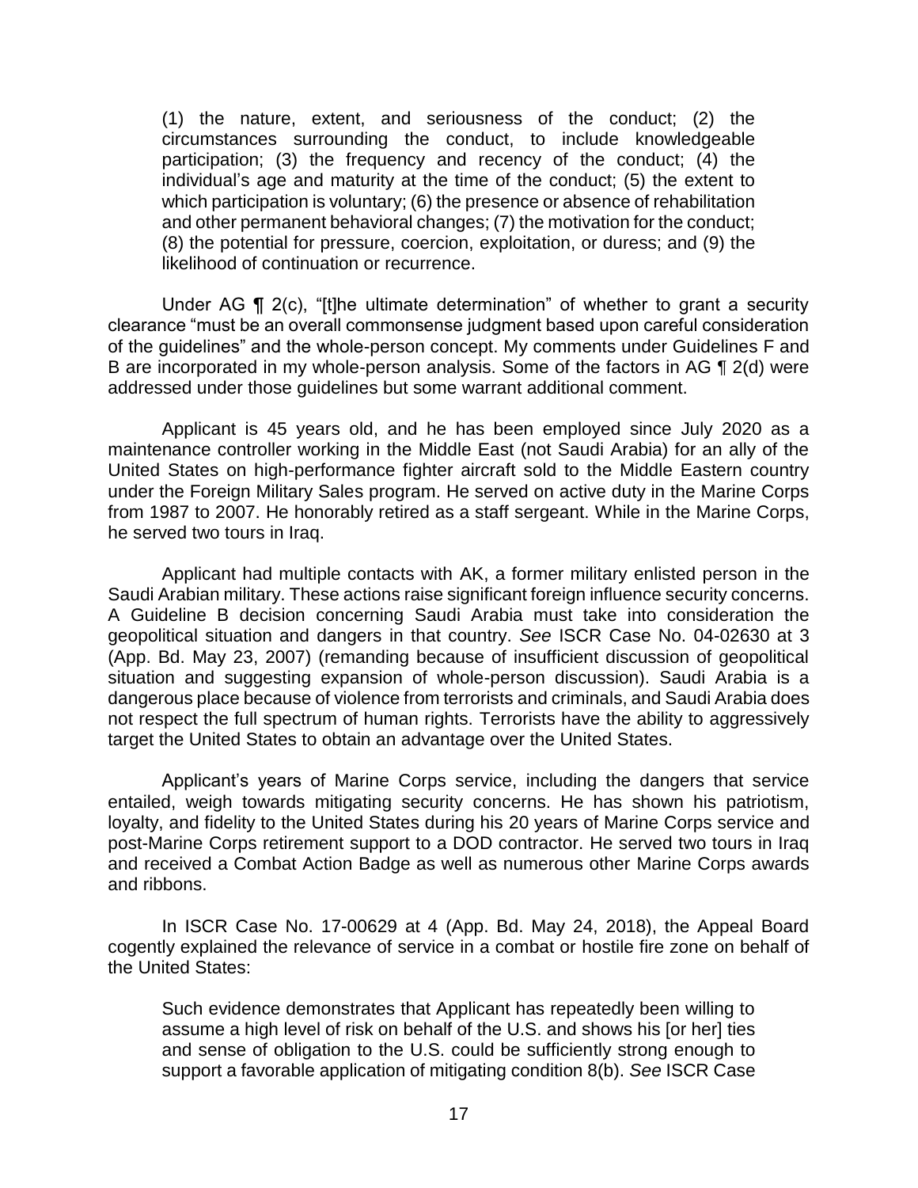> (1) the nature, extent, and seriousness of the conduct; (2) the circumstances surrounding the conduct, to include knowledgeable participation; (3) the frequency and recency of the conduct; (4) the individual's age and maturity at the time of the conduct; (5) the extent to which participation is voluntary; (6) the presence or absence of rehabilitation and other permanent behavioral changes; (7) the motivation for the conduct; (8) the potential for pressure, coercion, exploitation, or duress; and (9) the likelihood of continuation or recurrence.

Under AG ¶ 2(c), "[t]he ultimate determination" of whether to grant a security clearance "must be an overall commonsense judgment based upon careful consideration of the guidelines" and the whole-person concept. My comments under Guidelines F and B are incorporated in my whole-person analysis. Some of the factors in AG ¶ 2(d) were addressed under those guidelines but some warrant additional comment.

Applicant is 45 years old, and he has been employed since July 2020 as a maintenance controller working in the Middle East (not Saudi Arabia) for an ally of the United States on high-performance fighter aircraft sold to the Middle Eastern country under the Foreign Military Sales program. He served on active duty in the Marine Corps from 1987 to 2007. He honorably retired as a staff sergeant. While in the Marine Corps, he served two tours in Iraq.

Applicant had multiple contacts with AK, a former military enlisted person in the Saudi Arabian military. These actions raise significant foreign influence security concerns. A Guideline B decision concerning Saudi Arabia must take into consideration the geopolitical situation and dangers in that country. *See* ISCR Case No. 04-02630 at 3 (App. Bd. May 23, 2007) (remanding because of insufficient discussion of geopolitical situation and suggesting expansion of whole-person discussion). Saudi Arabia is a dangerous place because of violence from terrorists and criminals, and Saudi Arabia does not respect the full spectrum of human rights. Terrorists have the ability to aggressively target the United States to obtain an advantage over the United States.

Applicant's years of Marine Corps service, including the dangers that service entailed, weigh towards mitigating security concerns. He has shown his patriotism, loyalty, and fidelity to the United States during his 20 years of Marine Corps service and post-Marine Corps retirement support to a DOD contractor. He served two tours in Iraq and received a Combat Action Badge as well as numerous other Marine Corps awards and ribbons.

In ISCR Case No. 17-00629 at 4 (App. Bd. May 24, 2018), the Appeal Board cogently explained the relevance of service in a combat or hostile fire zone on behalf of the United States:

> Such evidence demonstrates that Applicant has repeatedly been willing to assume a high level of risk on behalf of the U.S. and shows his [or her] ties and sense of obligation to the U.S. could be sufficiently strong enough to support a favorable application of mitigating condition 8(b). *See* ISCR Case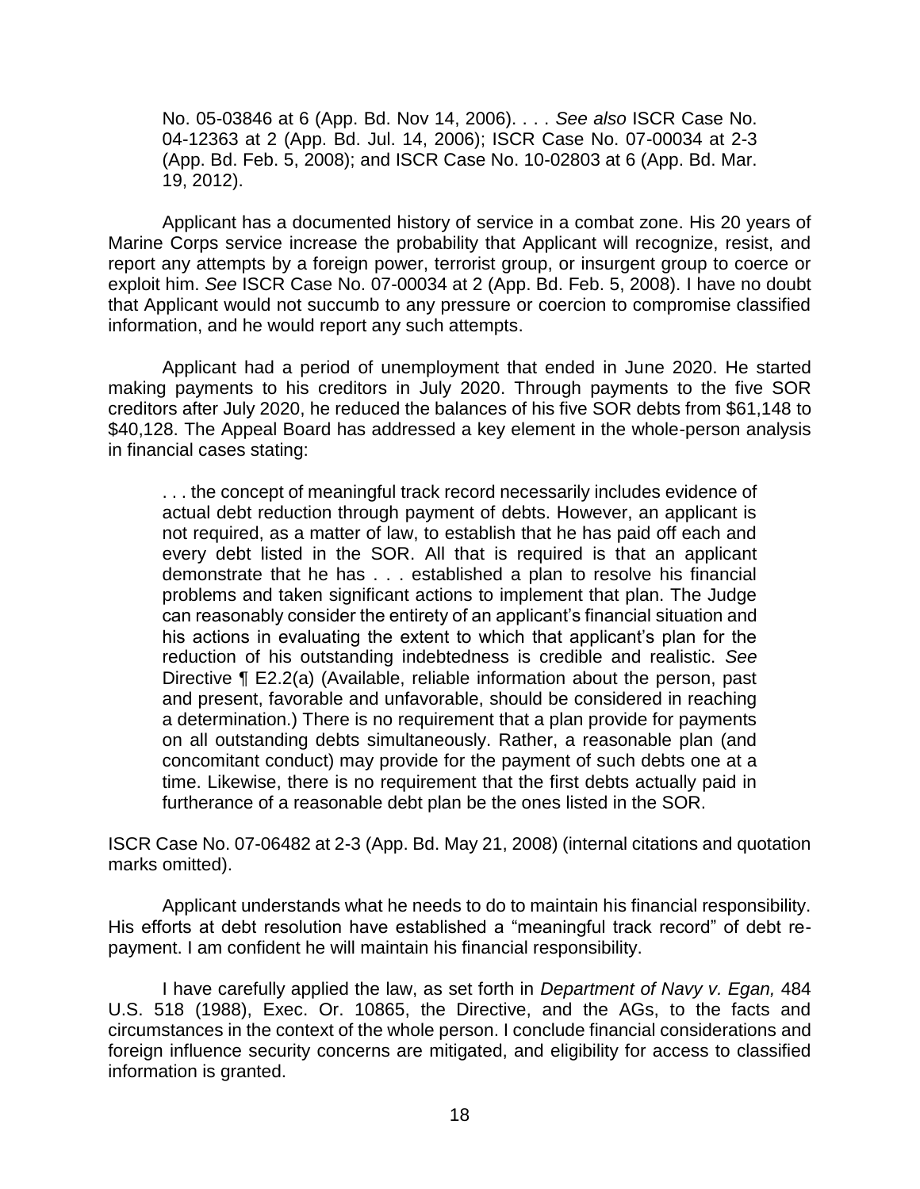> No. 05-03846 at 6 (App. Bd. Nov 14, 2006). . . . *See also* ISCR Case No. 04-12363 at 2 (App. Bd. Jul. 14, 2006); ISCR Case No. 07-00034 at 2-3 (App. Bd. Feb. 5, 2008); and ISCR Case No. 10-02803 at 6 (App. Bd. Mar. 19, 2012).

Applicant has a documented history of service in a combat zone. His 20 years of Marine Corps service increase the probability that Applicant will recognize, resist, and report any attempts by a foreign power, terrorist group, or insurgent group to coerce or exploit him. *See* ISCR Case No. 07-00034 at 2 (App. Bd. Feb. 5, 2008). I have no doubt that Applicant would not succumb to any pressure or coercion to compromise classified information, and he would report any such attempts.

Applicant had a period of unemployment that ended in June 2020. He started making payments to his creditors in July 2020. Through payments to the five SOR creditors after July 2020, he reduced the balances of his five SOR debts from $61,148 to $40,128. The Appeal Board has addressed a key element in the whole-person analysis in financial cases stating:

> . . . the concept of meaningful track record necessarily includes evidence of actual debt reduction through payment of debts. However, an applicant is not required, as a matter of law, to establish that he has paid off each and every debt listed in the SOR. All that is required is that an applicant demonstrate that he has . . . established a plan to resolve his financial problems and taken significant actions to implement that plan. The Judge can reasonably consider the entirety of an applicant's financial situation and his actions in evaluating the extent to which that applicant's plan for the reduction of his outstanding indebtedness is credible and realistic. *See* Directive ¶ E2.2(a) (Available, reliable information about the person, past and present, favorable and unfavorable, should be considered in reaching a determination.) There is no requirement that a plan provide for payments on all outstanding debts simultaneously. Rather, a reasonable plan (and concomitant conduct) may provide for the payment of such debts one at a time. Likewise, there is no requirement that the first debts actually paid in furtherance of a reasonable debt plan be the ones listed in the SOR.

ISCR Case No. 07-06482 at 2-3 (App. Bd. May 21, 2008) (internal citations and quotation marks omitted).

Applicant understands what he needs to do to maintain his financial responsibility. His efforts at debt resolution have established a "meaningful track record" of debt re-payment. I am confident he will maintain his financial responsibility.

I have carefully applied the law, as set forth in *Department of Navy v. Egan,* 484 U.S. 518 (1988), Exec. Or. 10865, the Directive, and the AGs, to the facts and circumstances in the context of the whole person. I conclude financial considerations and foreign influence security concerns are mitigated, and eligibility for access to classified information is granted.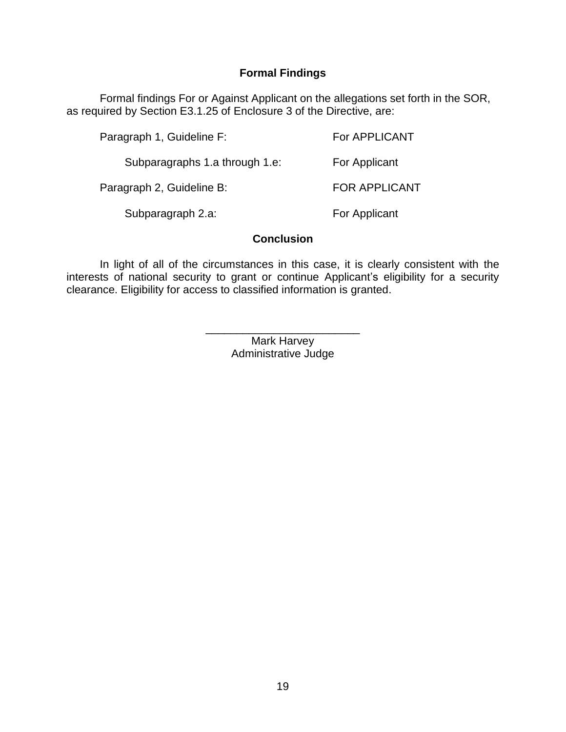## Formal Findings

Formal findings For or Against Applicant on the allegations set forth in the SOR, as required by Section E3.1.25 of Enclosure 3 of the Directive, are:

| | |
|---|---|
| Paragraph 1, Guideline F: | For APPLICANT |
| Subparagraphs 1.a through 1.e: | For Applicant |
| Paragraph 2, Guideline B: | FOR APPLICANT |
| Subparagraph 2.a: | For Applicant |

## Conclusion

In light of all of the circumstances in this case, it is clearly consistent with the interests of national security to grant or continue Applicant's eligibility for a security clearance. Eligibility for access to classified information is granted.

\_\_\_\_\_\_\_\_\_\_\_\_\_\_\_\_\_\_\_\_\_\_\_\_\_\_

Mark Harvey
Administrative Judge